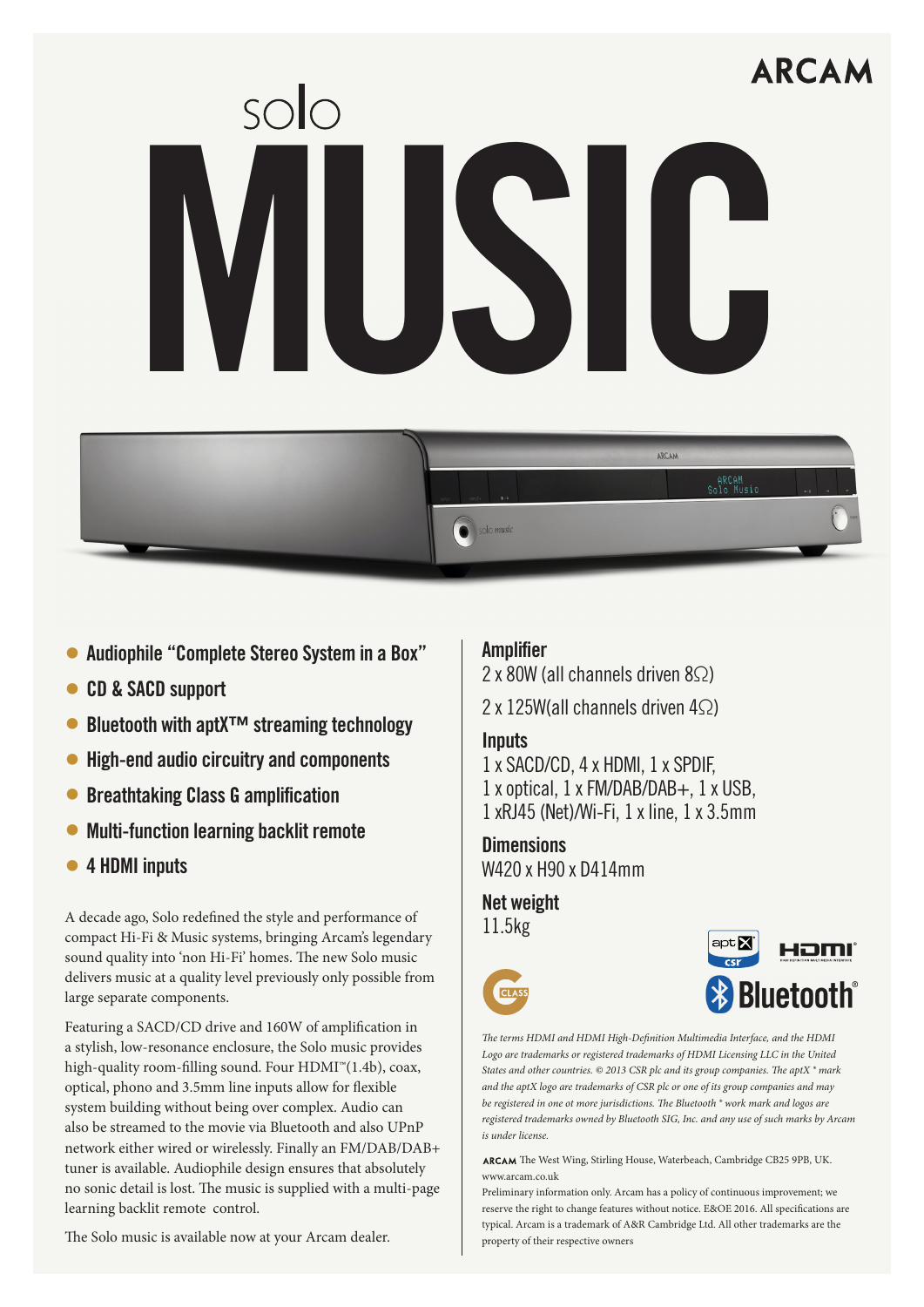ARCAM

# solo MUSIC

- **Audiophile "Complete Stereo System in a Box"**
- **CD & SACD support**
- **Bluetooth with aptX™ streaming technology**
- **High-end audio circuitry and components**
- **Breathtaking Class G amplification**
- **Multi-function learning backlit remote**
- **4 HDMI inputs**

A decade ago, Solo redefined the style and performance of compact Hi-Fi & Music systems, bringing Arcam's legendary sound quality into 'non Hi-Fi' homes. The new Solo music delivers music at a quality level previously only possible from large separate components.

Featuring a SACD/CD drive and 160W of amplification in a stylish, low-resonance enclosure, the Solo music provides high-quality room-filling sound. Four HDMI™(1.4b), coax, optical, phono and 3.5mm line inputs allow for flexible system building without being over complex. Audio can also be streamed to the movie via Bluetooth and also UPnP network either wired or wirelessly. Finally an FM/DAB/DAB+ tuner is available. Audiophile design ensures that absolutely no sonic detail is lost. The music is supplied with a multi-page learning backlit remote control.

The Solo music is available now at your Arcam dealer.

## Amplifier

2 x 80W (all channels driven 8Ω)

2 x 125W(all channels driven 4Ω)

## Inputs

1 x SACD/CD, 4 x HDMI, 1 x SPDIF, 1 x optical, 1 x FM/DAB/DAB+, 1 x USB, 1 xRJ45 (Net)/Wi-Fi, 1 x line, 1 x 3.5mm

## Dimensions

W420 x H90 x D414mm

## Net weight

11.5kg

*The terms HDMI and HDMI High-Definition Multimedia Interface, and the HDMI Logo are trademarks or registered trademarks of HDMI Licensing LLC in the United States and other countries. © 2013 CSR plc and its group companies. The aptX ® mark and the aptX logo are trademarks of CSR plc or one of its group companies and may be registered in one ot more jurisdictions. The Bluetooth ® work mark and logos are registered trademarks owned by Bluetooth SIG, Inc. and any use of such marks by Arcam is under license.*

ARCAM The West Wing, Stirling House, Waterbeach, Cambridge CB25 9PB, UK.
www.arcam.co.uk

Preliminary information only. Arcam has a policy of continuous improvement; we reserve the right to change features without notice. E&OE 2016. All specifications are typical. Arcam is a trademark of A&R Cambridge Ltd. All other trademarks are the property of their respective owners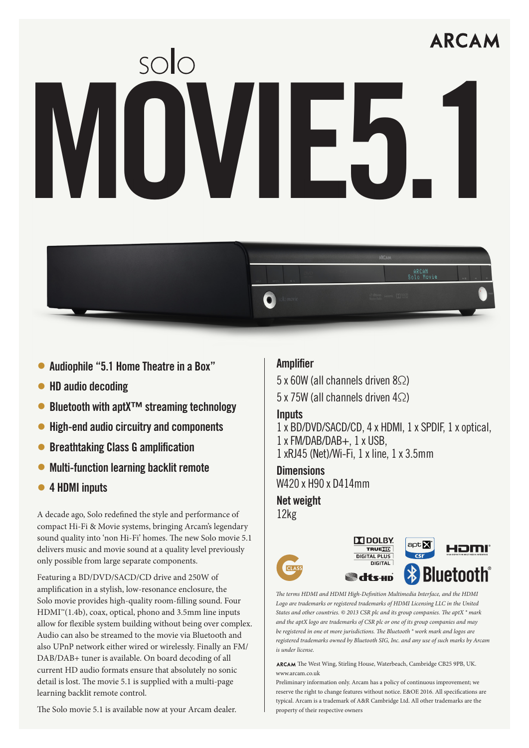ARCAM

# solo MOVIE5.1

- Audiophile "5.1 Home Theatre in a Box"
- HD audio decoding
- Bluetooth with aptX™ streaming technology
- High-end audio circuitry and components
- Breathtaking Class G amplification
- Multi-function learning backlit remote
- 4 HDMI inputs

A decade ago, Solo redefined the style and performance of compact Hi-Fi & Movie systems, bringing Arcam's legendary sound quality into 'non Hi-Fi' homes. The new Solo movie 5.1 delivers music and movie sound at a quality level previously only possible from large separate components.

Featuring a BD/DVD/SACD/CD drive and 250W of amplification in a stylish, low-resonance enclosure, the Solo movie provides high-quality room-filling sound. Four HDMI™(1.4b), coax, optical, phono and 3.5mm line inputs allow for flexible system building without being over complex. Audio can also be streamed to the movie via Bluetooth and also UPnP network either wired or wirelessly. Finally an FM/DAB/DAB+ tuner is available. On board decoding of all current HD audio formats ensure that absolutely no sonic detail is lost. The movie 5.1 is supplied with a multi-page learning backlit remote control.

The Solo movie 5.1 is available now at your Arcam dealer.

## Amplifier

5 x 60W (all channels driven 8Ω)

5 x 75W (all channels driven 4Ω)

## Inputs

1 x BD/DVD/SACD/CD, 4 x HDMI, 1 x SPDIF, 1 x optical, 1 x FM/DAB/DAB+, 1 x USB, 1 xRJ45 (Net)/Wi-Fi, 1 x line, 1 x 3.5mm

## Dimensions

W420 x H90 x D414mm

## Net weight

12kg

*The terms HDMI and HDMI High-Definition Multimedia Interface, and the HDMI Logo are trademarks or registered trademarks of HDMI Licensing LLC in the United States and other countries. © 2013 CSR plc and its group companies. The aptX® mark and the aptX logo are trademarks of CSR plc or one of its group companies and may be registered in one ot more jurisdictions. The Bluetooth® work mark and logos are registered trademarks owned by Bluetooth SIG, Inc. and any use of such marks by Arcam is under license.*

ARCAM The West Wing, Stirling House, Waterbeach, Cambridge CB25 9PB, UK.
www.arcam.co.uk

Preliminary information only. Arcam has a policy of continuous improvement; we reserve the right to change features without notice. E&OE 2016. All specifications are typical. Arcam is a trademark of A&R Cambridge Ltd. All other trademarks are the property of their respective owners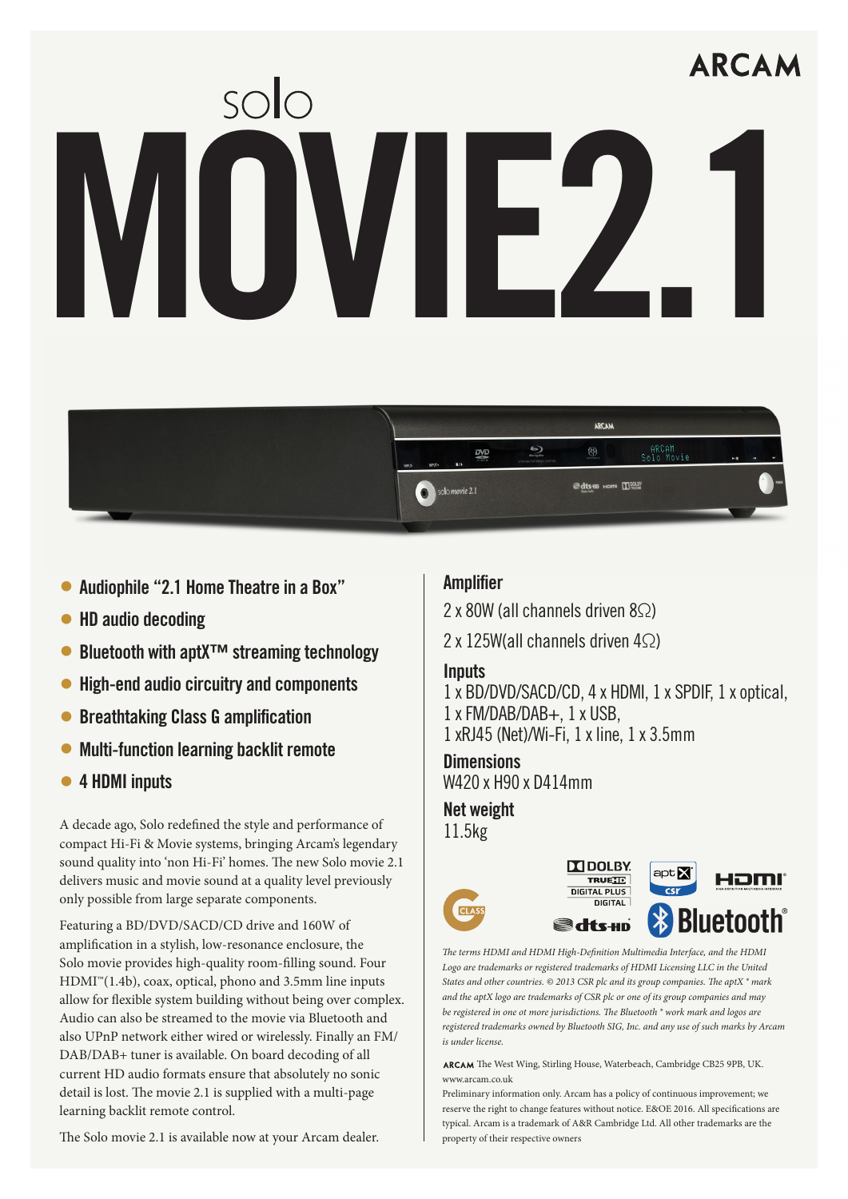ARCAM

# solo MOVIE2.1

- Audiophile “2.1 Home Theatre in a Box”
- HD audio decoding
- Bluetooth with aptX™ streaming technology
- High-end audio circuitry and components
- Breathtaking Class G amplification
- Multi-function learning backlit remote
- 4 HDMI inputs

A decade ago, Solo redefined the style and performance of compact Hi-Fi & Movie systems, bringing Arcam's legendary sound quality into ‘non Hi-Fi’ homes. The new Solo movie 2.1 delivers music and movie sound at a quality level previously only possible from large separate components.

Featuring a BD/DVD/SACD/CD drive and 160W of amplification in a stylish, low-resonance enclosure, the Solo movie provides high-quality room-filling sound. Four HDMI™(1.4b), coax, optical, phono and 3.5mm line inputs allow for flexible system building without being over complex. Audio can also be streamed to the movie via Bluetooth and also UPnP network either wired or wirelessly. Finally an FM/DAB/DAB+ tuner is available. On board decoding of all current HD audio formats ensure that absolutely no sonic detail is lost. The movie 2.1 is supplied with a multi-page learning backlit remote control.

The Solo movie 2.1 is available now at your Arcam dealer.

## Amplifier

2 x 80W (all channels driven 8Ω)

2 x 125W(all channels driven 4Ω)

## Inputs

1 x BD/DVD/SACD/CD, 4 x HDMI, 1 x SPDIF, 1 x optical, 1 x FM/DAB/DAB+, 1 x USB, 1 xRJ45 (Net)/Wi-Fi, 1 x line, 1 x 3.5mm

## Dimensions

W420 x H90 x D414mm

## Net weight

11.5kg

*The terms HDMI and HDMI High-Definition Multimedia Interface, and the HDMI Logo are trademarks or registered trademarks of HDMI Licensing LLC in the United States and other countries. © 2013 CSR plc and its group companies. The aptX ® mark and the aptX logo are trademarks of CSR plc or one of its group companies and may be registered in one ot more jurisdictions. The Bluetooth ® work mark and logos are registered trademarks owned by Bluetooth SIG, Inc. and any use of such marks by Arcam is under license.*

ARCAM The West Wing, Stirling House, Waterbeach, Cambridge CB25 9PB, UK.
www.arcam.co.uk

Preliminary information only. Arcam has a policy of continuous improvement; we reserve the right to change features without notice. E&OE 2016. All specifications are typical. Arcam is a trademark of A&R Cambridge Ltd. All other trademarks are the property of their respective owners